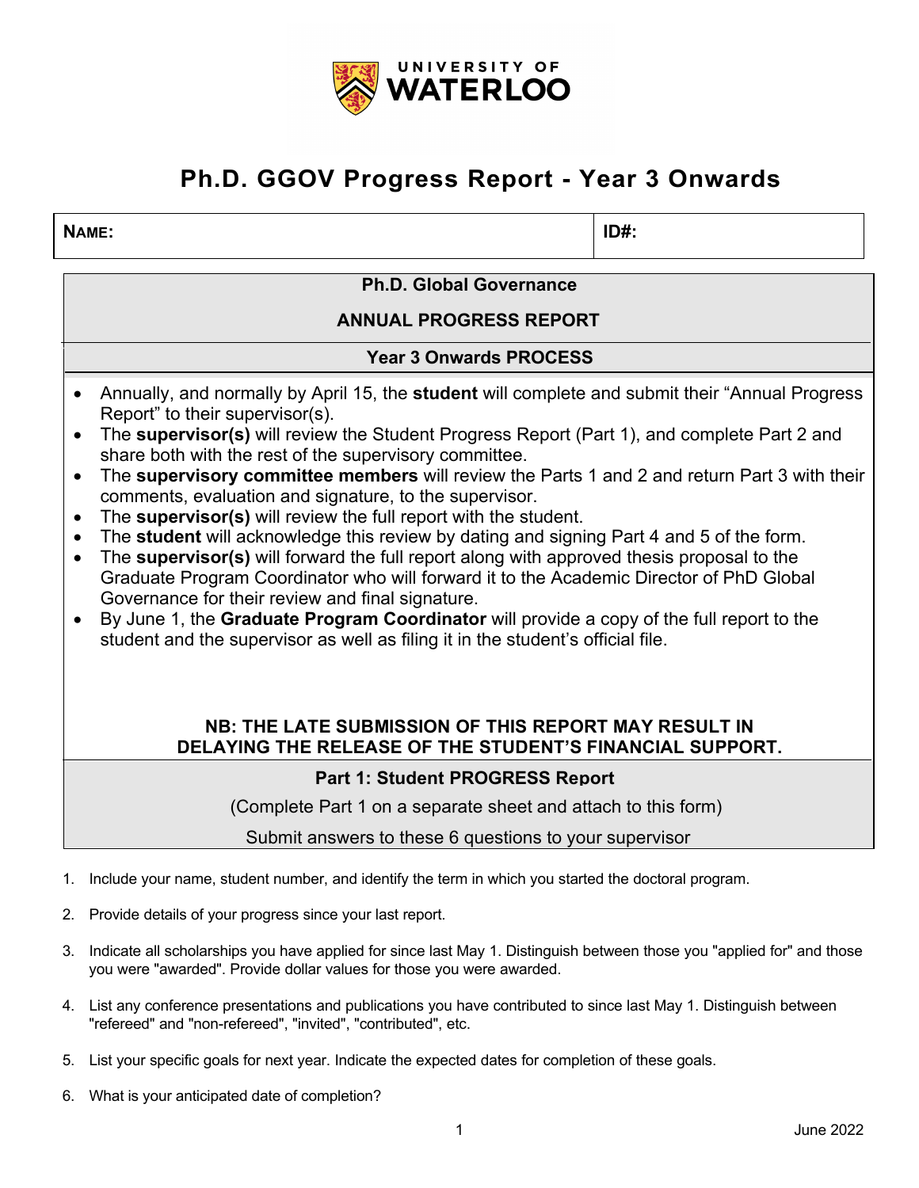UNIVERSITY OF WATERLOO

# Ph.D. GGOV Progress Report - Year 3 Onwards

| **NAME:** | **ID#:** |
| --- | --- |

## Ph.D. Global Governance

## ANNUAL PROGRESS REPORT

### Year 3 Onwards PROCESS

- Annually, and normally by April 15, the **student** will complete and submit their "Annual Progress Report" to their supervisor(s).
- The **supervisor(s)** will review the Student Progress Report (Part 1), and complete Part 2 and share both with the rest of the supervisory committee.
- The **supervisory committee members** will review the Parts 1 and 2 and return Part 3 with their comments, evaluation and signature, to the supervisor.
- The **supervisor(s)** will review the full report with the student.
- The **student** will acknowledge this review by dating and signing Part 4 and 5 of the form.
- The **supervisor(s)** will forward the full report along with approved thesis proposal to the Graduate Program Coordinator who will forward it to the Academic Director of PhD Global Governance for their review and final signature.
- By June 1, the **Graduate Program Coordinator** will provide a copy of the full report to the student and the supervisor as well as filing it in the student's official file.

**NB: THE LATE SUBMISSION OF THIS REPORT MAY RESULT IN DELAYING THE RELEASE OF THE STUDENT'S FINANCIAL SUPPORT.**

### Part 1: Student PROGRESS Report

(Complete Part 1 on a separate sheet and attach to this form)

Submit answers to these 6 questions to your supervisor

1. Include your name, student number, and identify the term in which you started the doctoral program.
2. Provide details of your progress since your last report.
3. Indicate all scholarships you have applied for since last May 1. Distinguish between those you "applied for" and those you were "awarded". Provide dollar values for those you were awarded.
4. List any conference presentations and publications you have contributed to since last May 1. Distinguish between "refereed" and "non-refereed", "invited", "contributed", etc.
5. List your specific goals for next year. Indicate the expected dates for completion of these goals.
6. What is your anticipated date of completion?

June 2022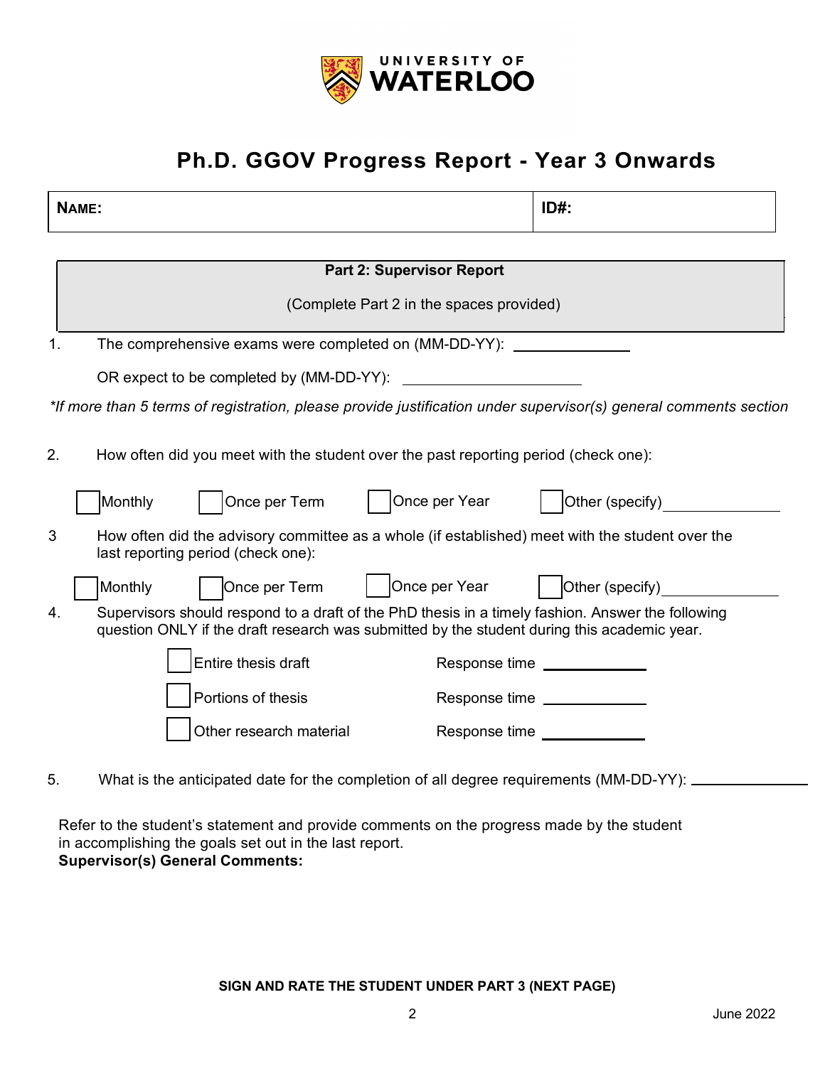UNIVERSITY OF WATERLOO

# Ph.D. GGOV Progress Report - Year 3 Onwards

| **NAME:** | **ID#:** |
|---|---|

**Part 2: Supervisor Report**

(Complete Part 2 in the spaces provided)

1. The comprehensive exams were completed on (MM-DD-YY): ______________

   OR expect to be completed by (MM-DD-YY): ______________________

*\*If more than 5 terms of registration, please provide justification under supervisor(s) general comments section*

2. How often did you meet with the student over the past reporting period (check one):

   ☐ Monthly ☐ Once per Term ☐ Once per Year ☐ Other (specify)______________

3. How often did the advisory committee as a whole (if established) meet with the student over the last reporting period (check one):

   ☐ Monthly ☐ Once per Term ☐ Once per Year ☐ Other (specify)______________

4. Supervisors should respond to a draft of the PhD thesis in a timely fashion. Answer the following question ONLY if the draft research was submitted by the student during this academic year.

   ☐ Entire thesis draft Response time ____________

   ☐ Portions of thesis Response time ____________

   ☐ Other research material Response time ____________

5. What is the anticipated date for the completion of all degree requirements (MM-DD-YY): ______________

Refer to the student's statement and provide comments on the progress made by the student in accomplishing the goals set out in the last report.

**Supervisor(s) General Comments:**

**SIGN AND RATE THE STUDENT UNDER PART 3 (NEXT PAGE)**

June 2022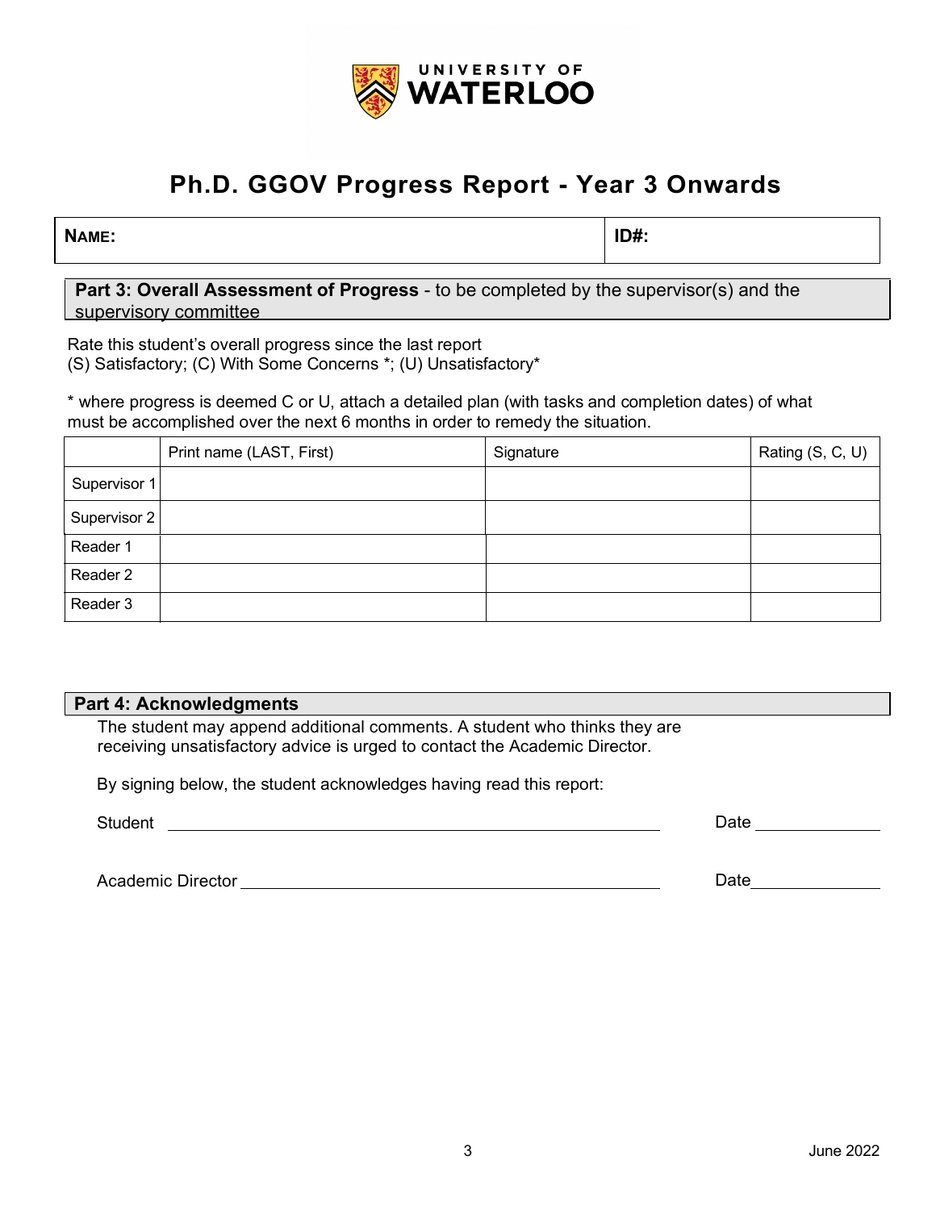UNIVERSITY OF WATERLOO

# Ph.D. GGOV Progress Report - Year 3 Onwards

| **NAME:** | **ID#:** |
|---|---|

## Part 3: Overall Assessment of Progress - to be completed by the supervisor(s) and the supervisory committee

Rate this student's overall progress since the last report
(S) Satisfactory; (C) With Some Concerns *; (U) Unsatisfactory*

* where progress is deemed C or U, attach a detailed plan (with tasks and completion dates) of what must be accomplished over the next 6 months in order to remedy the situation.

| | Print name (LAST, First) | Signature | Rating (S, C, U) |
|---|---|---|---|
| Supervisor 1 | | | |
| Supervisor 2 | | | |
| Reader 1 | | | |
| Reader 2 | | | |
| Reader 3 | | | |

## Part 4: Acknowledgments

The student may append additional comments. A student who thinks they are receiving unsatisfactory advice is urged to contact the Academic Director.

By signing below, the student acknowledges having read this report:

Student ______________________________ Date ____________

Academic Director ______________________________ Date ____________

June 2022